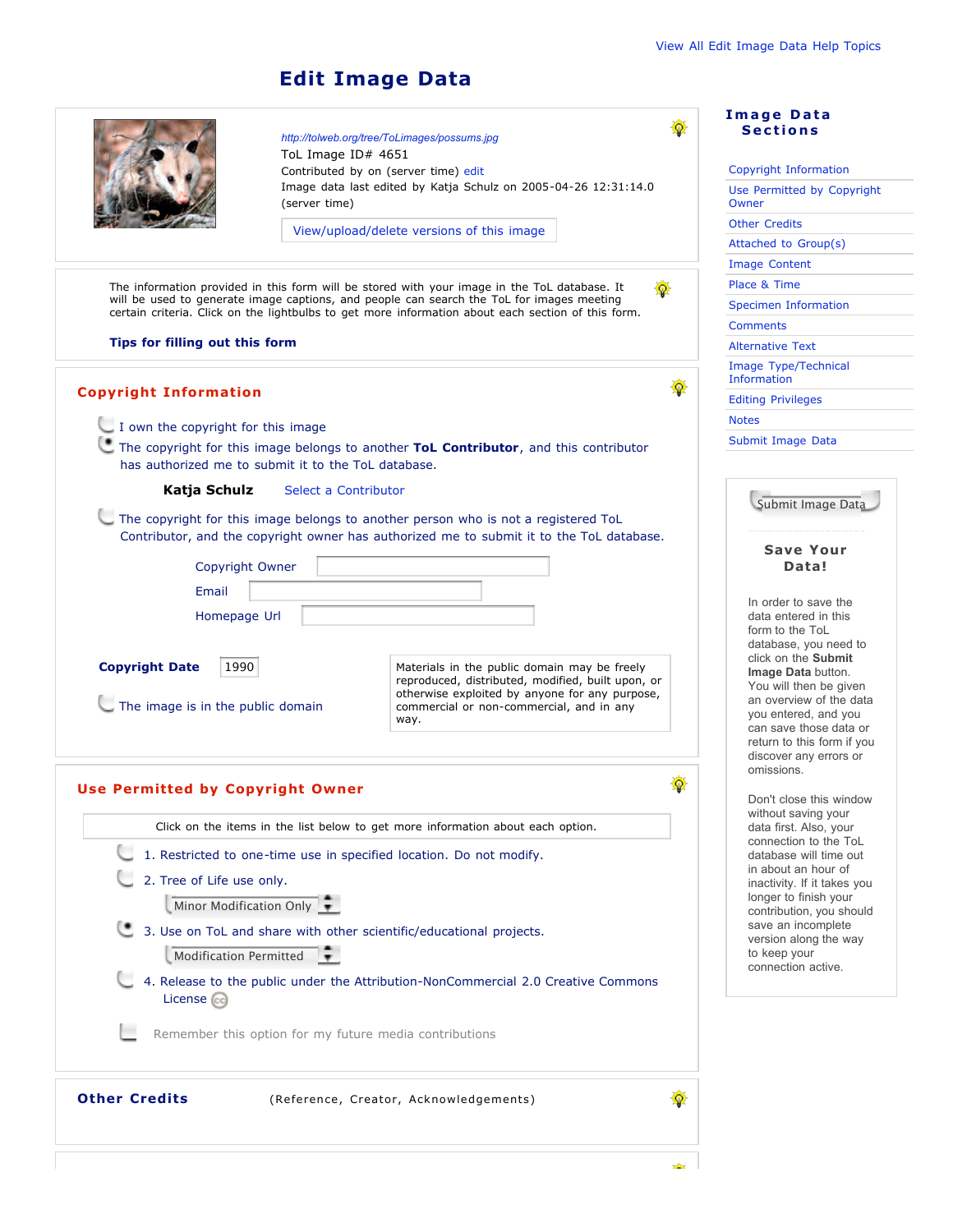View All Edit Image Data Help Topics

# Edit Image Data

http://tolweb.org/tree/ToLimages/possums.jpg

ToL Image ID# 4651

Contributed by on (server time) edit

Image data last edited by Katja Schulz on 2005-04-26 12:31:14.0 (server time)

View/upload/delete versions of this image

The information provided in this form will be stored with your image in the ToL database. It will be used to generate image captions, and people can search the ToL for images meeting certain criteria. Click on the lightbulbs to get more information about each section of this form.

**Tips for filling out this form**

## Copyright Information

- I own the copyright for this image
- The copyright for this image belongs to another **ToL Contributor**, and this contributor has authorized me to submit it to the ToL database.

  **Katja Schulz** Select a Contributor

- The copyright for this image belongs to another person who is not a registered ToL Contributor, and the copyright owner has authorized me to submit it to the ToL database.

  Copyright Owner

  Email

  Homepage Url

**Copyright Date** 1990

- The image is in the public domain

Materials in the public domain may be freely reproduced, distributed, modified, built upon, or otherwise exploited by anyone for any purpose, commercial or non-commercial, and in any way.

## Use Permitted by Copyright Owner

Click on the items in the list below to get more information about each option.

1. Restricted to one-time use in specified location. Do not modify.
2. Tree of Life use only.

   Minor Modification Only

3. Use on ToL and share with other scientific/educational projects.

   Modification Permitted

4. Release to the public under the Attribution-NonCommercial 2.0 Creative Commons License

- Remember this option for my future media contributions

## Other Credits

(Reference, Creator, Acknowledgements)

## Image Data Sections

- Copyright Information
- Use Permitted by Copyright Owner
- Other Credits
- Attached to Group(s)
- Image Content
- Place & Time
- Specimen Information
- Comments
- Alternative Text
- Image Type/Technical Information
- Editing Privileges
- Notes
- Submit Image Data

Submit Image Data

## Save Your Data!

In order to save the data entered in this form to the ToL database, you need to click on the **Submit Image Data** button. You will then be given an overview of the data you entered, and you can save those data or return to this form if you discover any errors or omissions.

Don't close this window without saving your data first. Also, your connection to the ToL database will time out in about an hour of inactivity. If it takes you longer to finish your contribution, you should save an incomplete version along the way to keep your connection active.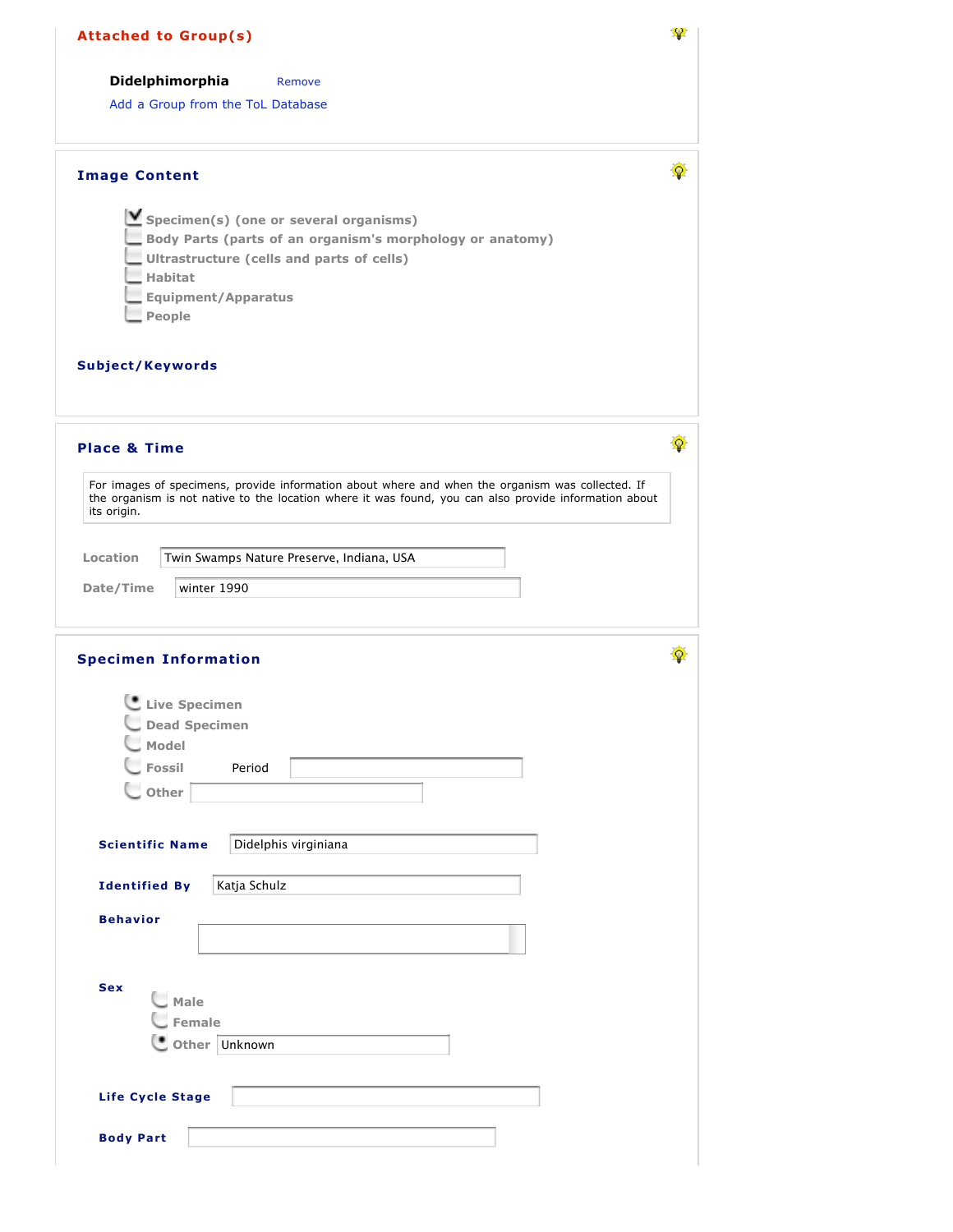## Attached to Group(s)

**Didelphimorphia** Remove

Add a Group from the ToL Database

## Image Content

- [x] Specimen(s) (one or several organisms)
- [ ] Body Parts (parts of an organism's morphology or anatomy)
- [ ] Ultrastructure (cells and parts of cells)
- [ ] Habitat
- [ ] Equipment/Apparatus
- [ ] People

### Subject/Keywords

## Place & Time

For images of specimens, provide information about where and when the organism was collected. If the organism is not native to the location where it was found, you can also provide information about its origin.

Location: Twin Swamps Nature Preserve, Indiana, USA

Date/Time: winter 1990

## Specimen Information

- (•) Live Specimen
- ( ) Dead Specimen
- ( ) Model
- ( ) Fossil  Period:
- ( ) Other:

**Scientific Name:** Didelphis virginiana

**Identified By:** Katja Schulz

**Behavior:**

**Sex**

- ( ) Male
- ( ) Female
- (•) Other: Unknown

**Life Cycle Stage:**

**Body Part:**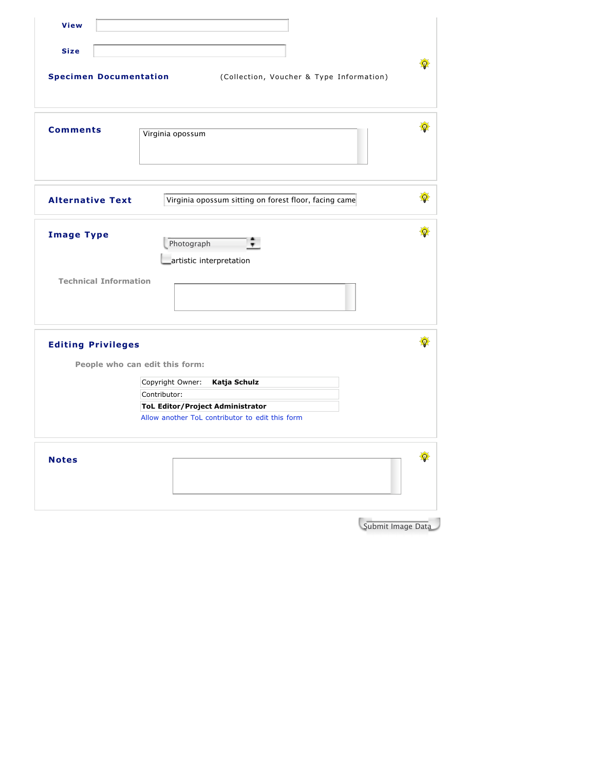**View**

**Size**

**Specimen Documentation** (Collection, Voucher & Type Information)

**Comments**

Virginia opossum

**Alternative Text**

Virginia opossum sitting on forest floor, facing came

**Image Type**

Photograph

artistic interpretation

**Technical Information**

**Editing Privileges**

**People who can edit this form:**

| | |
|---|---|
| Copyright Owner: | **Katja Schulz** |
| Contributor: | |
| **ToL Editor/Project Administrator** | |

Allow another ToL contributor to edit this form

**Notes**

Submit Image Data